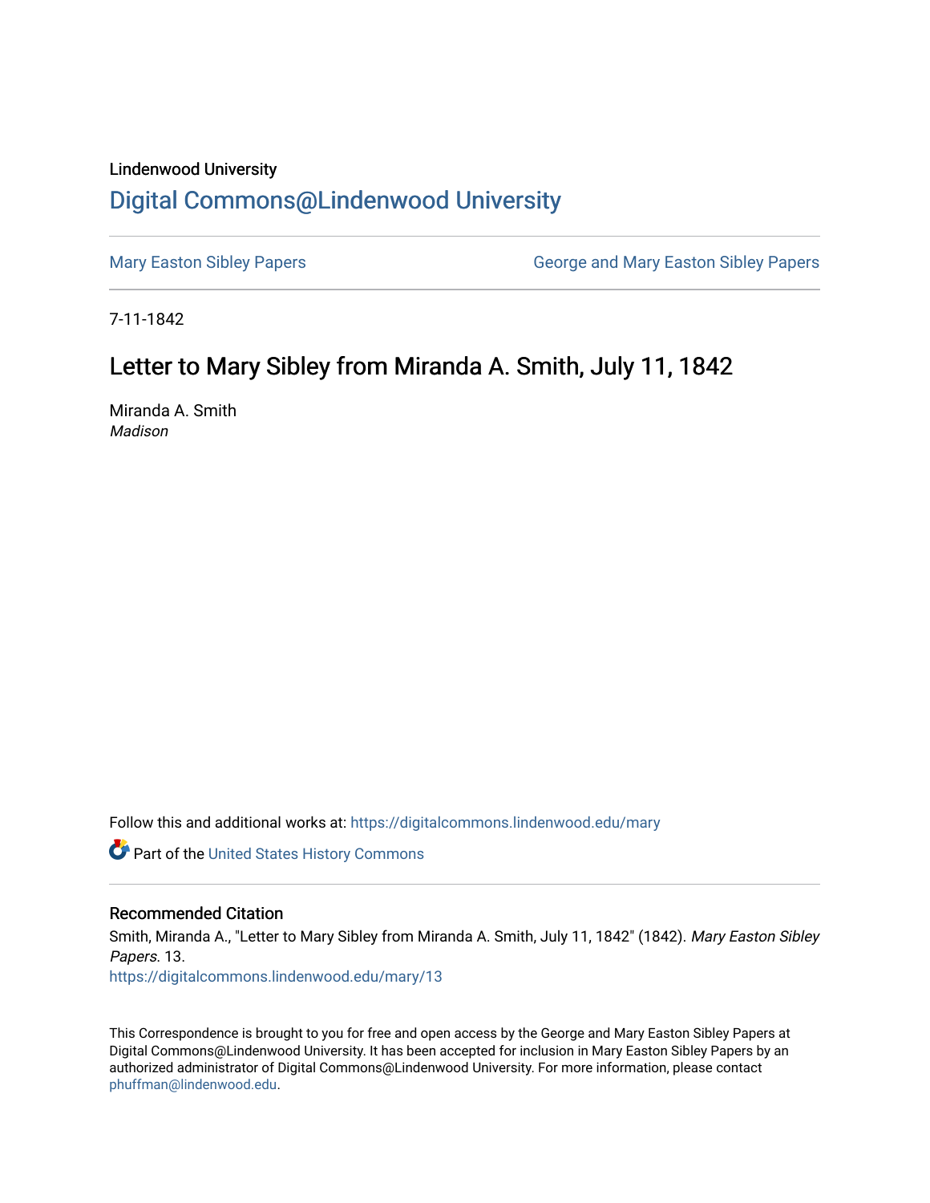Lindenwood University

# Digital Commons@Lindenwood University

Mary Easton Sibley Papers | George and Mary Easton Sibley Papers

7-11-1842

## Letter to Mary Sibley from Miranda A. Smith, July 11, 1842

Miranda A. Smith
*Madison*

Follow this and additional works at: https://digitalcommons.lindenwood.edu/mary

Part of the United States History Commons

### Recommended Citation

Smith, Miranda A., "Letter to Mary Sibley from Miranda A. Smith, July 11, 1842" (1842). *Mary Easton Sibley Papers*. 13.
https://digitalcommons.lindenwood.edu/mary/13

This Correspondence is brought to you for free and open access by the George and Mary Easton Sibley Papers at Digital Commons@Lindenwood University. It has been accepted for inclusion in Mary Easton Sibley Papers by an authorized administrator of Digital Commons@Lindenwood University. For more information, please contact phuffman@lindenwood.edu.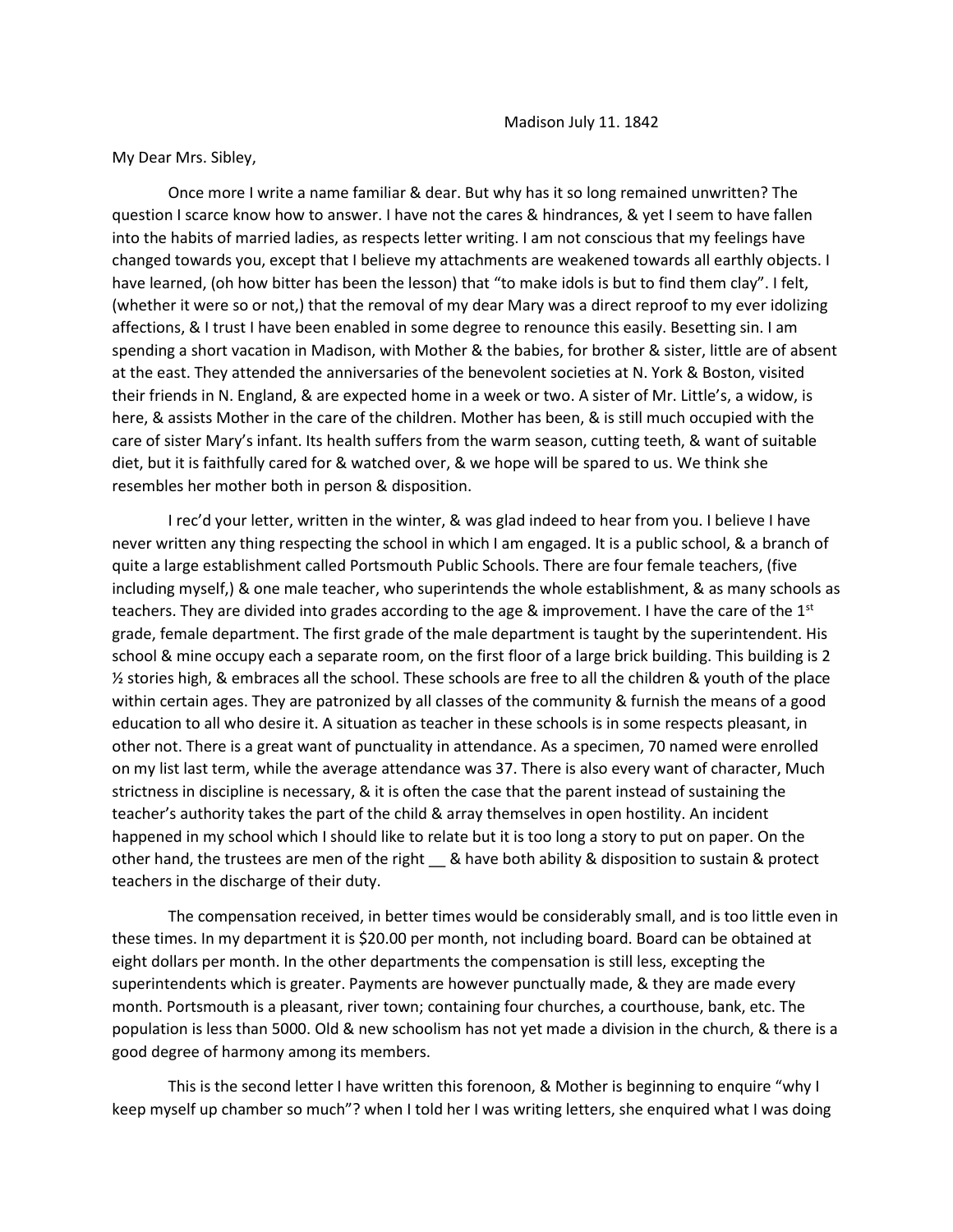Madison July 11. 1842

My Dear Mrs. Sibley,

Once more I write a name familiar & dear. But why has it so long remained unwritten? The question I scarce know how to answer. I have not the cares & hindrances, & yet I seem to have fallen into the habits of married ladies, as respects letter writing. I am not conscious that my feelings have changed towards you, except that I believe my attachments are weakened towards all earthly objects. I have learned, (oh how bitter has been the lesson) that "to make idols is but to find them clay". I felt, (whether it were so or not,) that the removal of my dear Mary was a direct reproof to my ever idolizing affections, & I trust I have been enabled in some degree to renounce this easily. Besetting sin. I am spending a short vacation in Madison, with Mother & the babies, for brother & sister, little are of absent at the east. They attended the anniversaries of the benevolent societies at N. York & Boston, visited their friends in N. England, & are expected home in a week or two. A sister of Mr. Little's, a widow, is here, & assists Mother in the care of the children. Mother has been, & is still much occupied with the care of sister Mary's infant. Its health suffers from the warm season, cutting teeth, & want of suitable diet, but it is faithfully cared for & watched over, & we hope will be spared to us. We think she resembles her mother both in person & disposition.

I rec'd your letter, written in the winter, & was glad indeed to hear from you. I believe I have never written any thing respecting the school in which I am engaged. It is a public school, & a branch of quite a large establishment called Portsmouth Public Schools. There are four female teachers, (five including myself,) & one male teacher, who superintends the whole establishment, & as many schools as teachers. They are divided into grades according to the age & improvement. I have the care of the 1st grade, female department. The first grade of the male department is taught by the superintendent. His school & mine occupy each a separate room, on the first floor of a large brick building. This building is 2 ½ stories high, & embraces all the school. These schools are free to all the children & youth of the place within certain ages. They are patronized by all classes of the community & furnish the means of a good education to all who desire it. A situation as teacher in these schools is in some respects pleasant, in other not. There is a great want of punctuality in attendance. As a specimen, 70 named were enrolled on my list last term, while the average attendance was 37. There is also every want of character, Much strictness in discipline is necessary, & it is often the case that the parent instead of sustaining the teacher's authority takes the part of the child & array themselves in open hostility. An incident happened in my school which I should like to relate but it is too long a story to put on paper. On the other hand, the trustees are men of the right __ & have both ability & disposition to sustain & protect teachers in the discharge of their duty.

The compensation received, in better times would be considerably small, and is too little even in these times. In my department it is $20.00 per month, not including board. Board can be obtained at eight dollars per month. In the other departments the compensation is still less, excepting the superintendents which is greater. Payments are however punctually made, & they are made every month. Portsmouth is a pleasant, river town; containing four churches, a courthouse, bank, etc. The population is less than 5000. Old & new schoolism has not yet made a division in the church, & there is a good degree of harmony among its members.

This is the second letter I have written this forenoon, & Mother is beginning to enquire "why I keep myself up chamber so much"? when I told her I was writing letters, she enquired what I was doing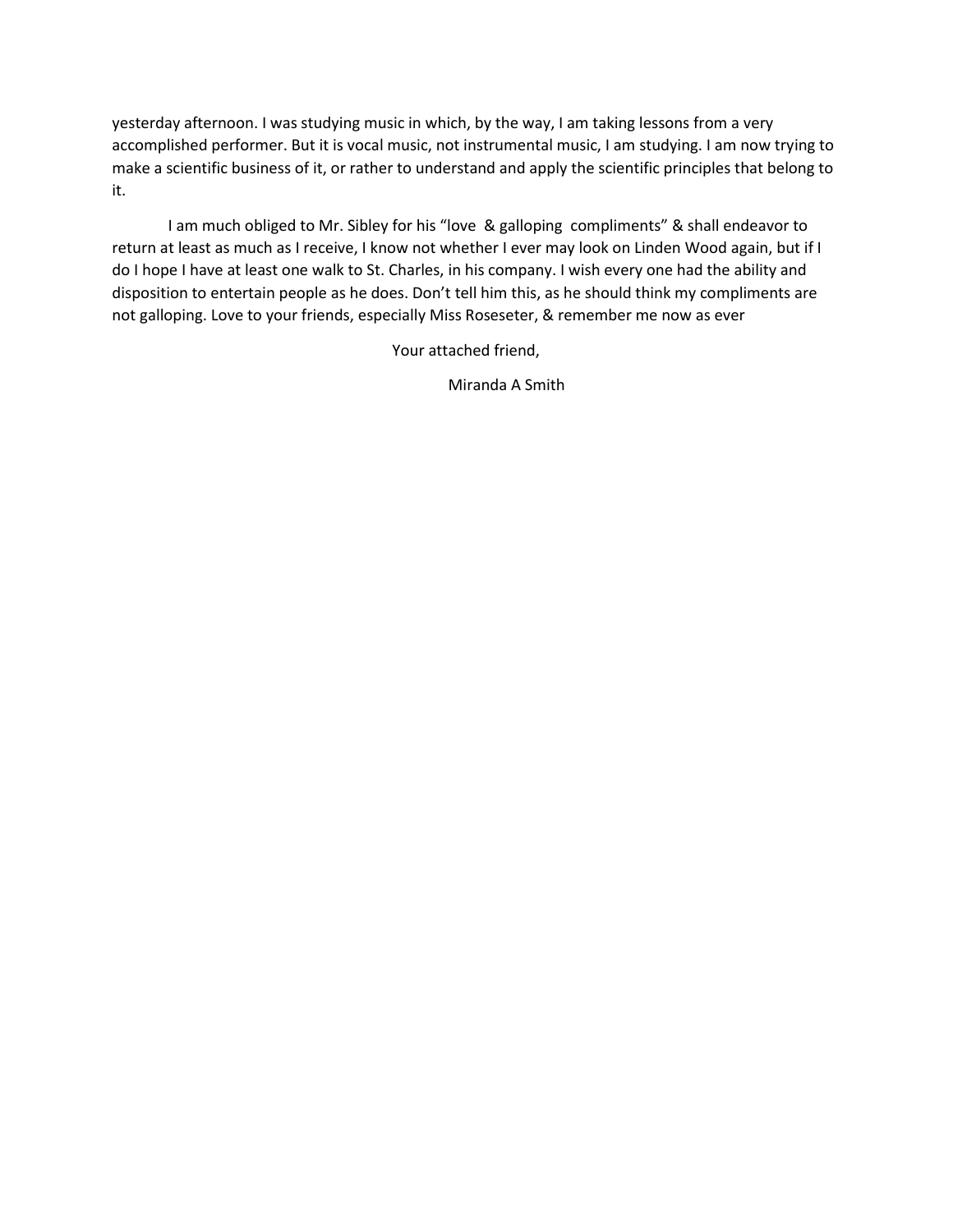yesterday afternoon. I was studying music in which, by the way, I am taking lessons from a very accomplished performer. But it is vocal music, not instrumental music, I am studying. I am now trying to make a scientific business of it, or rather to understand and apply the scientific principles that belong to it.

I am much obliged to Mr. Sibley for his "love & galloping compliments" & shall endeavor to return at least as much as I receive, I know not whether I ever may look on Linden Wood again, but if I do I hope I have at least one walk to St. Charles, in his company. I wish every one had the ability and disposition to entertain people as he does. Don't tell him this, as he should think my compliments are not galloping. Love to your friends, especially Miss Roseseter, & remember me now as ever

Your attached friend,

Miranda A Smith